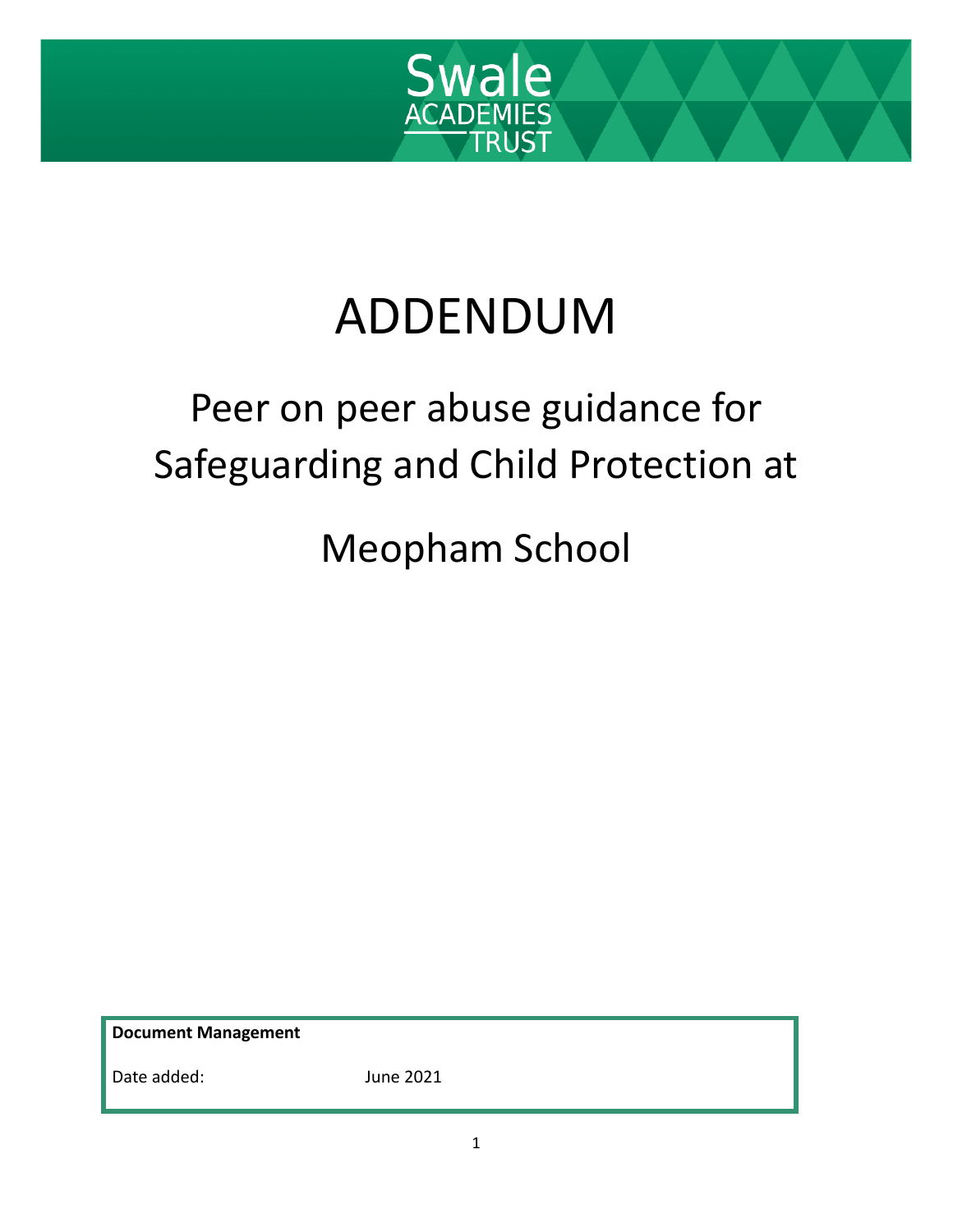Swale ACADEMIES TRUST

# ADDENDUM

## Peer on peer abuse guidance for Safeguarding and Child Protection at

## Meopham School

| **Document Management** | |
| --- | --- |
| Date added: | June 2021 |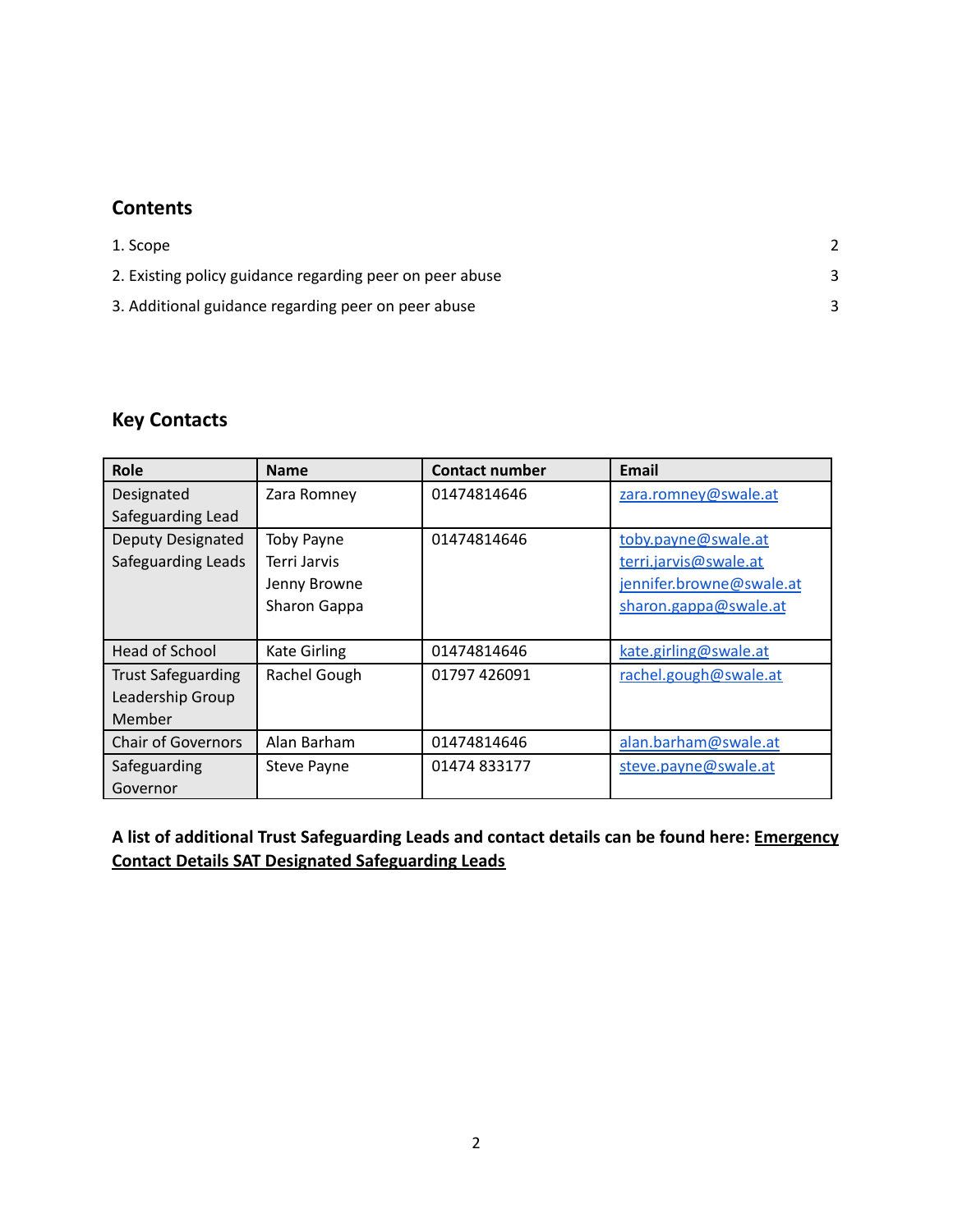## Contents

1. Scope 2
2. Existing policy guidance regarding peer on peer abuse 3
3. Additional guidance regarding peer on peer abuse 3

## Key Contacts

| Role | Name | Contact number | Email |
|---|---|---|---|
| Designated Safeguarding Lead | Zara Romney | 01474814646 | zara.romney@swale.at |
| Deputy Designated Safeguarding Leads | Toby Payne<br>Terri Jarvis<br>Jenny Browne<br>Sharon Gappa | 01474814646 | toby.payne@swale.at<br>terri.jarvis@swale.at<br>jennifer.browne@swale.at<br>sharon.gappa@swale.at |
| Head of School | Kate Girling | 01474814646 | kate.girling@swale.at |
| Trust Safeguarding Leadership Group Member | Rachel Gough | 01797 426091 | rachel.gough@swale.at |
| Chair of Governors | Alan Barham | 01474814646 | alan.barham@swale.at |
| Safeguarding Governor | Steve Payne | 01474 833177 | steve.payne@swale.at |

**A list of additional Trust Safeguarding Leads and contact details can be found here: Emergency Contact Details SAT Designated Safeguarding Leads**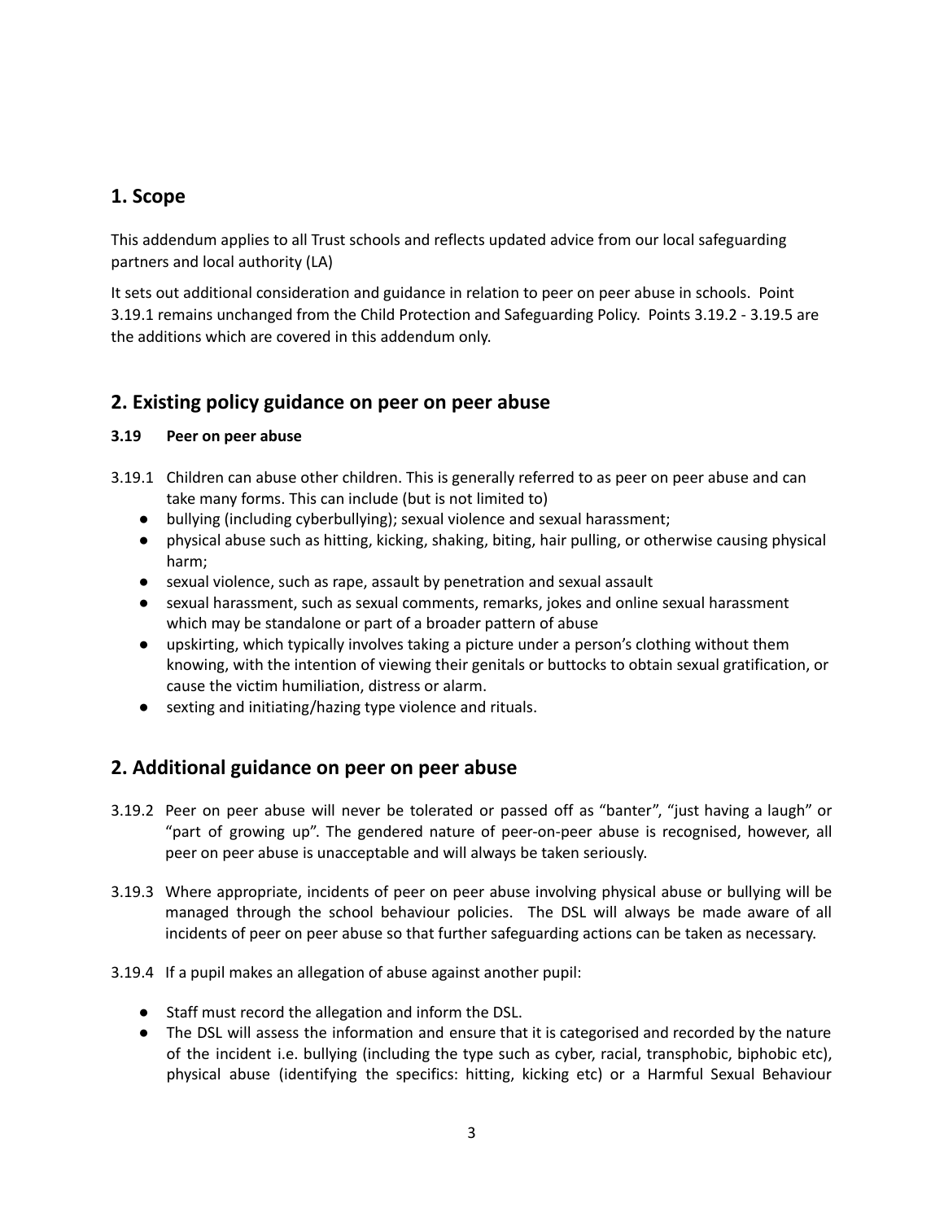## 1. Scope

This addendum applies to all Trust schools and reflects updated advice from our local safeguarding partners and local authority (LA)

It sets out additional consideration and guidance in relation to peer on peer abuse in schools. Point 3.19.1 remains unchanged from the Child Protection and Safeguarding Policy. Points 3.19.2 - 3.19.5 are the additions which are covered in this addendum only.

## 2. Existing policy guidance on peer on peer abuse

### 3.19 Peer on peer abuse

3.19.1 Children can abuse other children. This is generally referred to as peer on peer abuse and can take many forms. This can include (but is not limited to)

- bullying (including cyberbullying); sexual violence and sexual harassment;
- physical abuse such as hitting, kicking, shaking, biting, hair pulling, or otherwise causing physical harm;
- sexual violence, such as rape, assault by penetration and sexual assault
- sexual harassment, such as sexual comments, remarks, jokes and online sexual harassment which may be standalone or part of a broader pattern of abuse
- upskirting, which typically involves taking a picture under a person's clothing without them knowing, with the intention of viewing their genitals or buttocks to obtain sexual gratification, or cause the victim humiliation, distress or alarm.
- sexting and initiating/hazing type violence and rituals.

## 2. Additional guidance on peer on peer abuse

3.19.2 Peer on peer abuse will never be tolerated or passed off as "banter", "just having a laugh" or "part of growing up". The gendered nature of peer-on-peer abuse is recognised, however, all peer on peer abuse is unacceptable and will always be taken seriously.

3.19.3 Where appropriate, incidents of peer on peer abuse involving physical abuse or bullying will be managed through the school behaviour policies. The DSL will always be made aware of all incidents of peer on peer abuse so that further safeguarding actions can be taken as necessary.

3.19.4 If a pupil makes an allegation of abuse against another pupil:

- Staff must record the allegation and inform the DSL.
- The DSL will assess the information and ensure that it is categorised and recorded by the nature of the incident i.e. bullying (including the type such as cyber, racial, transphobic, biphobic etc), physical abuse (identifying the specifics: hitting, kicking etc) or a Harmful Sexual Behaviour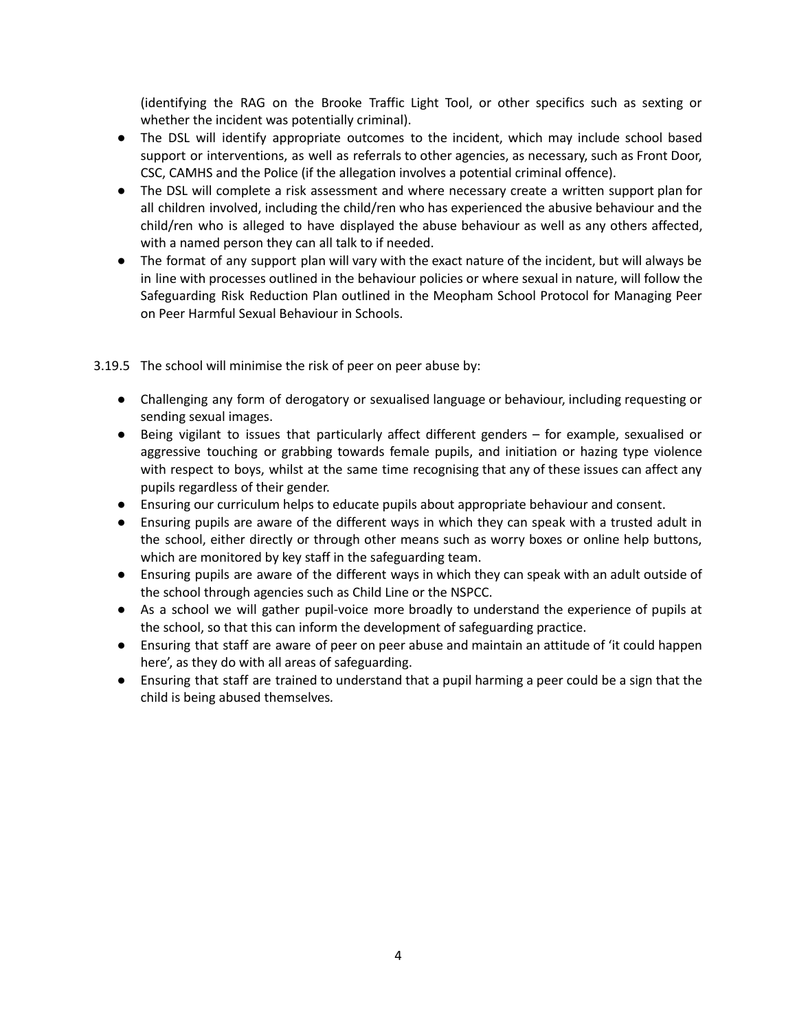(identifying the RAG on the Brooke Traffic Light Tool, or other specifics such as sexting or whether the incident was potentially criminal).

- The DSL will identify appropriate outcomes to the incident, which may include school based support or interventions, as well as referrals to other agencies, as necessary, such as Front Door, CSC, CAMHS and the Police (if the allegation involves a potential criminal offence).
- The DSL will complete a risk assessment and where necessary create a written support plan for all children involved, including the child/ren who has experienced the abusive behaviour and the child/ren who is alleged to have displayed the abuse behaviour as well as any others affected, with a named person they can all talk to if needed.
- The format of any support plan will vary with the exact nature of the incident, but will always be in line with processes outlined in the behaviour policies or where sexual in nature, will follow the Safeguarding Risk Reduction Plan outlined in the Meopham School Protocol for Managing Peer on Peer Harmful Sexual Behaviour in Schools.

3.19.5 The school will minimise the risk of peer on peer abuse by:

- Challenging any form of derogatory or sexualised language or behaviour, including requesting or sending sexual images.
- Being vigilant to issues that particularly affect different genders – for example, sexualised or aggressive touching or grabbing towards female pupils, and initiation or hazing type violence with respect to boys, whilst at the same time recognising that any of these issues can affect any pupils regardless of their gender.
- Ensuring our curriculum helps to educate pupils about appropriate behaviour and consent.
- Ensuring pupils are aware of the different ways in which they can speak with a trusted adult in the school, either directly or through other means such as worry boxes or online help buttons, which are monitored by key staff in the safeguarding team.
- Ensuring pupils are aware of the different ways in which they can speak with an adult outside of the school through agencies such as Child Line or the NSPCC.
- As a school we will gather pupil-voice more broadly to understand the experience of pupils at the school, so that this can inform the development of safeguarding practice.
- Ensuring that staff are aware of peer on peer abuse and maintain an attitude of 'it could happen here', as they do with all areas of safeguarding.
- Ensuring that staff are trained to understand that a pupil harming a peer could be a sign that the child is being abused themselves.